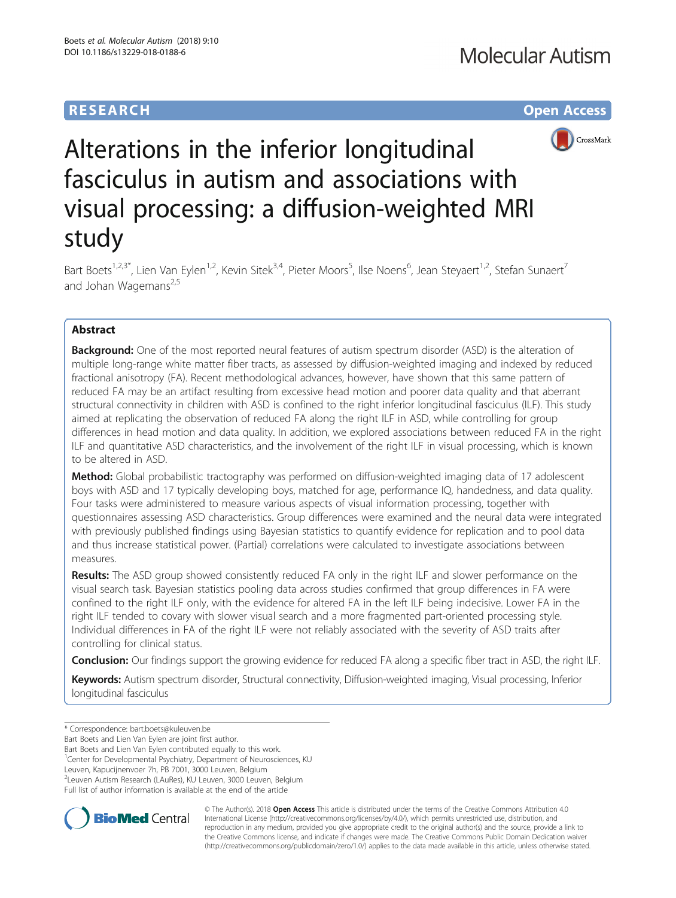RESEARCH

Open Access

# Alterations in the inferior longitudinal fasciculus in autism and associations with visual processing: a diffusion-weighted MRI study

Bart Boets[1,2,3*], Lien Van Eylen[1,2], Kevin Sitek[3,4], Pieter Moors[5], Ilse Noens[6], Jean Steyaert[1,2], Stefan Sunaert[7] and Johan Wagemans[2,5]

## Abstract

**Background:** One of the most reported neural features of autism spectrum disorder (ASD) is the alteration of multiple long-range white matter fiber tracts, as assessed by diffusion-weighted imaging and indexed by reduced fractional anisotropy (FA). Recent methodological advances, however, have shown that this same pattern of reduced FA may be an artifact resulting from excessive head motion and poorer data quality and that aberrant structural connectivity in children with ASD is confined to the right inferior longitudinal fasciculus (ILF). This study aimed at replicating the observation of reduced FA along the right ILF in ASD, while controlling for group differences in head motion and data quality. In addition, we explored associations between reduced FA in the right ILF and quantitative ASD characteristics, and the involvement of the right ILF in visual processing, which is known to be altered in ASD.

**Method:** Global probabilistic tractography was performed on diffusion-weighted imaging data of 17 adolescent boys with ASD and 17 typically developing boys, matched for age, performance IQ, handedness, and data quality. Four tasks were administered to measure various aspects of visual information processing, together with questionnaires assessing ASD characteristics. Group differences were examined and the neural data were integrated with previously published findings using Bayesian statistics to quantify evidence for replication and to pool data and thus increase statistical power. (Partial) correlations were calculated to investigate associations between measures.

**Results:** The ASD group showed consistently reduced FA only in the right ILF and slower performance on the visual search task. Bayesian statistics pooling data across studies confirmed that group differences in FA were confined to the right ILF only, with the evidence for altered FA in the left ILF being indecisive. Lower FA in the right ILF tended to covary with slower visual search and a more fragmented part-oriented processing style. Individual differences in FA of the right ILF were not reliably associated with the severity of ASD traits after controlling for clinical status.

**Conclusion:** Our findings support the growing evidence for reduced FA along a specific fiber tract in ASD, the right ILF.

**Keywords:** Autism spectrum disorder, Structural connectivity, Diffusion-weighted imaging, Visual processing, Inferior longitudinal fasciculus

\* Correspondence: bart.boets@kuleuven.be

Bart Boets and Lien Van Eylen are joint first author.

Bart Boets and Lien Van Eylen contributed equally to this work.

[1]Center for Developmental Psychiatry, Department of Neurosciences, KU Leuven, Kapucijnenvoer 7h, PB 7001, 3000 Leuven, Belgium

[2]Leuven Autism Research (LAuRes), KU Leuven, 3000 Leuven, Belgium

Full list of author information is available at the end of the article

© The Author(s). 2018 **Open Access** This article is distributed under the terms of the Creative Commons Attribution 4.0 International License (http://creativecommons.org/licenses/by/4.0/), which permits unrestricted use, distribution, and reproduction in any medium, provided you give appropriate credit to the original author(s) and the source, provide a link to the Creative Commons license, and indicate if changes were made. The Creative Commons Public Domain Dedication waiver (http://creativecommons.org/publicdomain/zero/1.0/) applies to the data made available in this article, unless otherwise stated.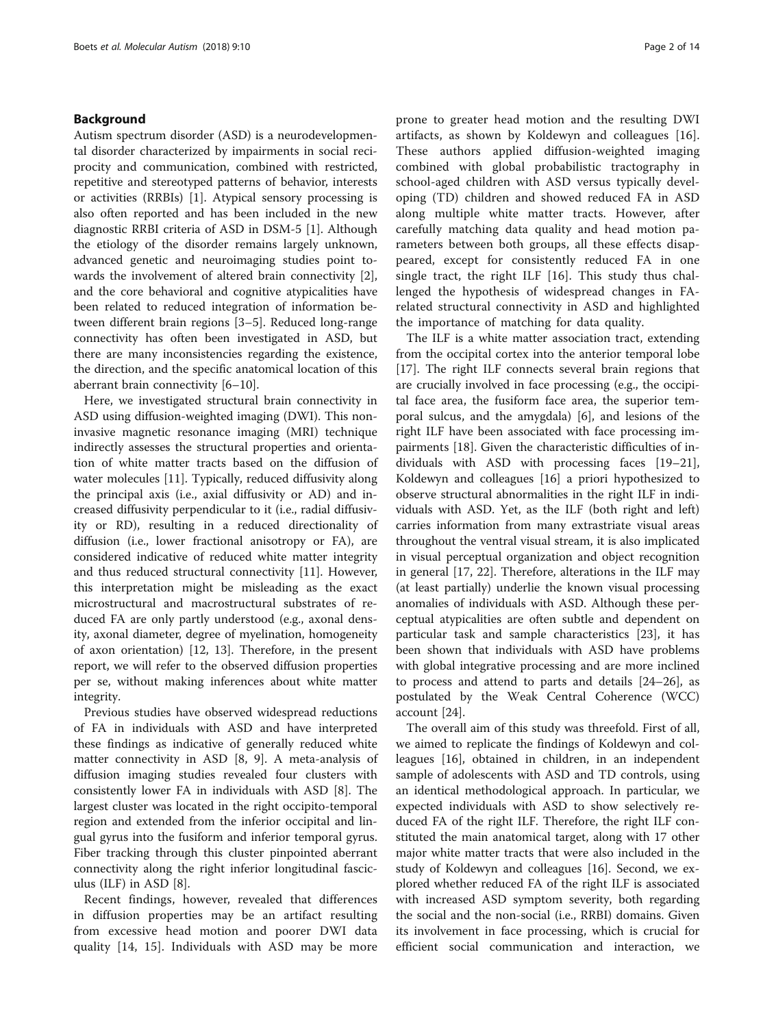## Background

Autism spectrum disorder (ASD) is a neurodevelopmental disorder characterized by impairments in social reciprocity and communication, combined with restricted, repetitive and stereotyped patterns of behavior, interests or activities (RRBIs) [1]. Atypical sensory processing is also often reported and has been included in the new diagnostic RRBI criteria of ASD in DSM-5 [1]. Although the etiology of the disorder remains largely unknown, advanced genetic and neuroimaging studies point towards the involvement of altered brain connectivity [2], and the core behavioral and cognitive atypicalities have been related to reduced integration of information between different brain regions [3–5]. Reduced long-range connectivity has often been investigated in ASD, but there are many inconsistencies regarding the existence, the direction, and the specific anatomical location of this aberrant brain connectivity [6–10].

Here, we investigated structural brain connectivity in ASD using diffusion-weighted imaging (DWI). This non-invasive magnetic resonance imaging (MRI) technique indirectly assesses the structural properties and orientation of white matter tracts based on the diffusion of water molecules [11]. Typically, reduced diffusivity along the principal axis (i.e., axial diffusivity or AD) and increased diffusivity perpendicular to it (i.e., radial diffusivity or RD), resulting in a reduced directionality of diffusion (i.e., lower fractional anisotropy or FA), are considered indicative of reduced white matter integrity and thus reduced structural connectivity [11]. However, this interpretation might be misleading as the exact microstructural and macrostructural substrates of reduced FA are only partly understood (e.g., axonal density, axonal diameter, degree of myelination, homogeneity of axon orientation) [12, 13]. Therefore, in the present report, we will refer to the observed diffusion properties per se, without making inferences about white matter integrity.

Previous studies have observed widespread reductions of FA in individuals with ASD and have interpreted these findings as indicative of generally reduced white matter connectivity in ASD [8, 9]. A meta-analysis of diffusion imaging studies revealed four clusters with consistently lower FA in individuals with ASD [8]. The largest cluster was located in the right occipito-temporal region and extended from the inferior occipital and lingual gyrus into the fusiform and inferior temporal gyrus. Fiber tracking through this cluster pinpointed aberrant connectivity along the right inferior longitudinal fasciculus (ILF) in ASD [8].

Recent findings, however, revealed that differences in diffusion properties may be an artifact resulting from excessive head motion and poorer DWI data quality [14, 15]. Individuals with ASD may be more prone to greater head motion and the resulting DWI artifacts, as shown by Koldewyn and colleagues [16]. These authors applied diffusion-weighted imaging combined with global probabilistic tractography in school-aged children with ASD versus typically developing (TD) children and showed reduced FA in ASD along multiple white matter tracts. However, after carefully matching data quality and head motion parameters between both groups, all these effects disappeared, except for consistently reduced FA in one single tract, the right ILF [16]. This study thus challenged the hypothesis of widespread changes in FA-related structural connectivity in ASD and highlighted the importance of matching for data quality.

The ILF is a white matter association tract, extending from the occipital cortex into the anterior temporal lobe [17]. The right ILF connects several brain regions that are crucially involved in face processing (e.g., the occipital face area, the fusiform face area, the superior temporal sulcus, and the amygdala) [6], and lesions of the right ILF have been associated with face processing impairments [18]. Given the characteristic difficulties of individuals with ASD with processing faces [19–21], Koldewyn and colleagues [16] a priori hypothesized to observe structural abnormalities in the right ILF in individuals with ASD. Yet, as the ILF (both right and left) carries information from many extrastriate visual areas throughout the ventral visual stream, it is also implicated in visual perceptual organization and object recognition in general [17, 22]. Therefore, alterations in the ILF may (at least partially) underlie the known visual processing anomalies of individuals with ASD. Although these perceptual atypicalities are often subtle and dependent on particular task and sample characteristics [23], it has been shown that individuals with ASD have problems with global integrative processing and are more inclined to process and attend to parts and details [24–26], as postulated by the Weak Central Coherence (WCC) account [24].

The overall aim of this study was threefold. First of all, we aimed to replicate the findings of Koldewyn and colleagues [16], obtained in children, in an independent sample of adolescents with ASD and TD controls, using an identical methodological approach. In particular, we expected individuals with ASD to show selectively reduced FA of the right ILF. Therefore, the right ILF constituted the main anatomical target, along with 17 other major white matter tracts that were also included in the study of Koldewyn and colleagues [16]. Second, we explored whether reduced FA of the right ILF is associated with increased ASD symptom severity, both regarding the social and the non-social (i.e., RRBI) domains. Given its involvement in face processing, which is crucial for efficient social communication and interaction, we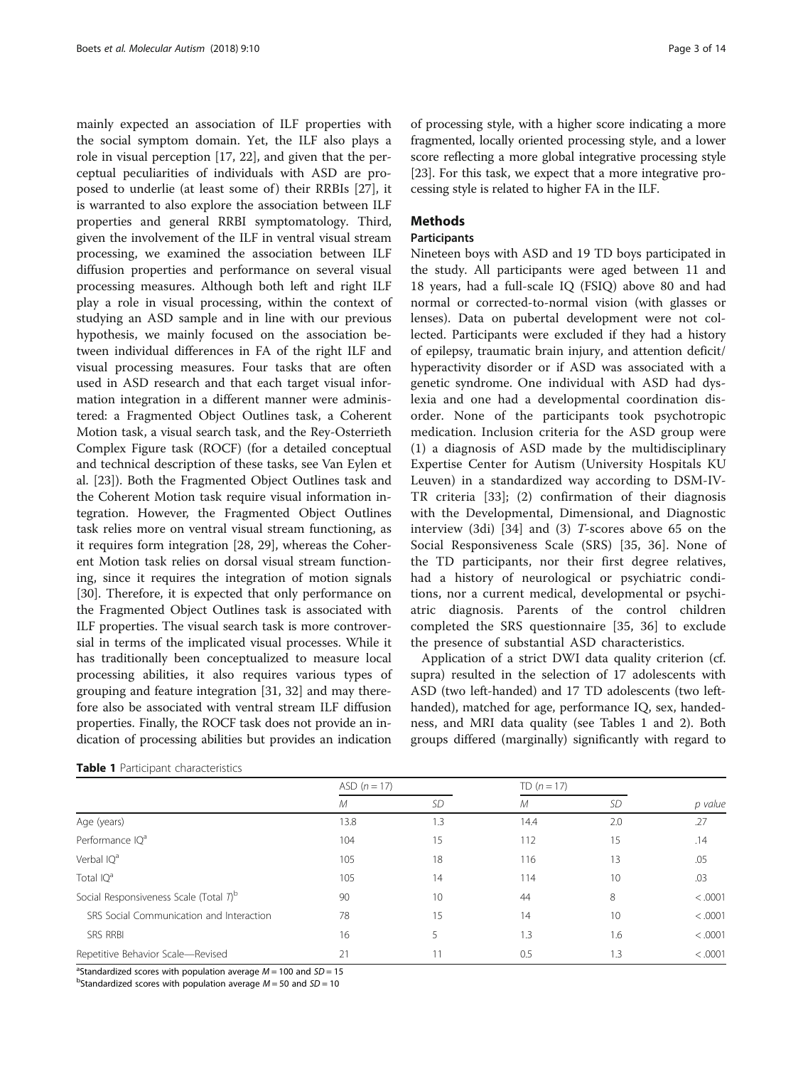mainly expected an association of ILF properties with the social symptom domain. Yet, the ILF also plays a role in visual perception [17, 22], and given that the perceptual peculiarities of individuals with ASD are proposed to underlie (at least some of) their RRBIs [27], it is warranted to also explore the association between ILF properties and general RRBI symptomatology. Third, given the involvement of the ILF in ventral visual stream processing, we examined the association between ILF diffusion properties and performance on several visual processing measures. Although both left and right ILF play a role in visual processing, within the context of studying an ASD sample and in line with our previous hypothesis, we mainly focused on the association between individual differences in FA of the right ILF and visual processing measures. Four tasks that are often used in ASD research and that each target visual information integration in a different manner were administered: a Fragmented Object Outlines task, a Coherent Motion task, a visual search task, and the Rey-Osterrieth Complex Figure task (ROCF) (for a detailed conceptual and technical description of these tasks, see Van Eylen et al. [23]). Both the Fragmented Object Outlines task and the Coherent Motion task require visual information integration. However, the Fragmented Object Outlines task relies more on ventral visual stream functioning, as it requires form integration [28, 29], whereas the Coherent Motion task relies on dorsal visual stream functioning, since it requires the integration of motion signals [30]. Therefore, it is expected that only performance on the Fragmented Object Outlines task is associated with ILF properties. The visual search task is more controversial in terms of the implicated visual processes. While it has traditionally been conceptualized to measure local processing abilities, it also requires various types of grouping and feature integration [31, 32] and may therefore also be associated with ventral stream ILF diffusion properties. Finally, the ROCF task does not provide an indication of processing abilities but provides an indication of processing style, with a higher score indicating a more fragmented, locally oriented processing style, and a lower score reflecting a more global integrative processing style [23]. For this task, we expect that a more integrative processing style is related to higher FA in the ILF.

## Methods

### Participants

Nineteen boys with ASD and 19 TD boys participated in the study. All participants were aged between 11 and 18 years, had a full-scale IQ (FSIQ) above 80 and had normal or corrected-to-normal vision (with glasses or lenses). Data on pubertal development were not collected. Participants were excluded if they had a history of epilepsy, traumatic brain injury, and attention deficit/hyperactivity disorder or if ASD was associated with a genetic syndrome. One individual with ASD had dyslexia and one had a developmental coordination disorder. None of the participants took psychotropic medication. Inclusion criteria for the ASD group were (1) a diagnosis of ASD made by the multidisciplinary Expertise Center for Autism (University Hospitals KU Leuven) in a standardized way according to DSM-IV-TR criteria [33]; (2) confirmation of their diagnosis with the Developmental, Dimensional, and Diagnostic interview (3di) [34] and (3) *T*-scores above 65 on the Social Responsiveness Scale (SRS) [35, 36]. None of the TD participants, nor their first degree relatives, had a history of neurological or psychiatric conditions, nor a current medical, developmental or psychiatric diagnosis. Parents of the control children completed the SRS questionnaire [35, 36] to exclude the presence of substantial ASD characteristics.

Application of a strict DWI data quality criterion (cf. supra) resulted in the selection of 17 adolescents with ASD (two left-handed) and 17 TD adolescents (two left-handed), matched for age, performance IQ, sex, handedness, and MRI data quality (see Tables 1 and 2). Both groups differed (marginally) significantly with regard to

**Table 1** Participant characteristics

| | ASD ($n = 17$) | | TD ($n = 17$) | | |
|---|---|---|---|---|---|
| | *M* | *SD* | *M* | *SD* | *p value* |
| Age (years) | 13.8 | 1.3 | 14.4 | 2.0 | .27 |
| Performance IQ[a] | 104 | 15 | 112 | 15 | .14 |
| Verbal IQ[a] | 105 | 18 | 116 | 13 | .05 |
| Total IQ[a] | 105 | 14 | 114 | 10 | .03 |
| Social Responsiveness Scale (Total *T*)[b] | 90 | 10 | 44 | 8 | < .0001 |
| SRS Social Communication and Interaction | 78 | 15 | 14 | 10 | < .0001 |
| SRS RRBI | 16 | 5 | 1.3 | 1.6 | < .0001 |
| Repetitive Behavior Scale—Revised | 21 | 11 | 0.5 | 1.3 | < .0001 |

[a]Standardized scores with population average $M = 100$ and $SD = 15$

[b]Standardized scores with population average $M = 50$ and $SD = 10$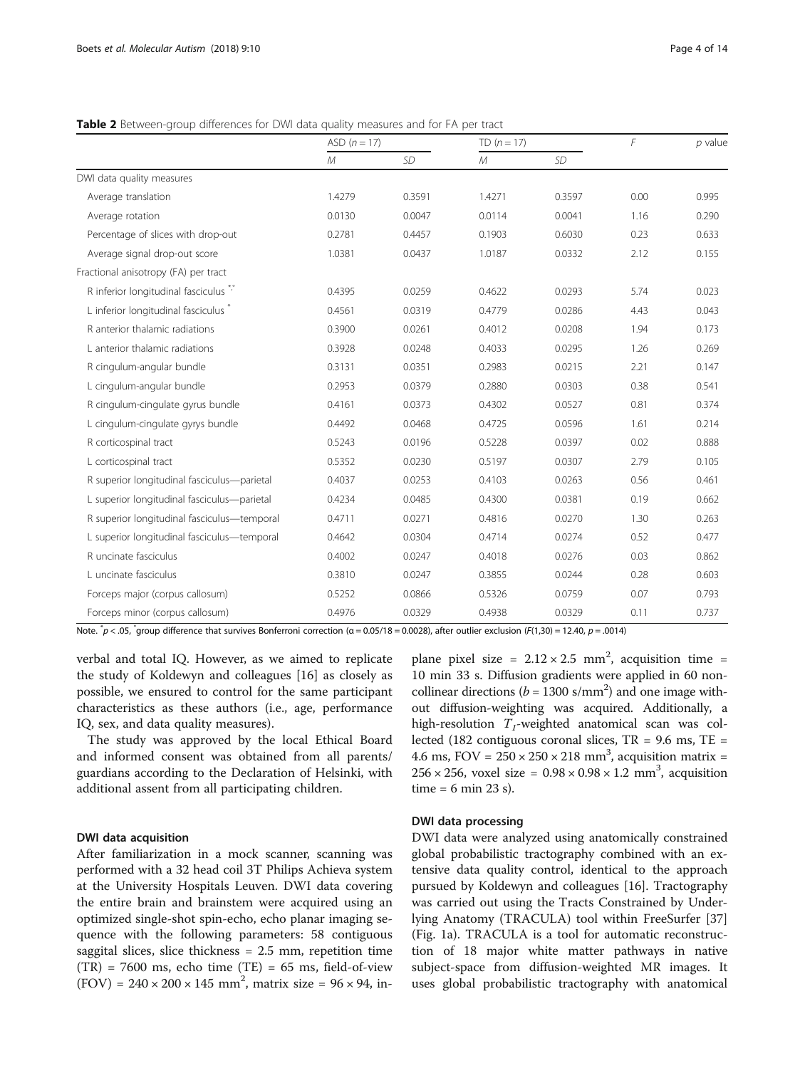**Table 2** Between-group differences for DWI data quality measures and for FA per tract

| | ASD ($n = 17$) | | TD ($n = 17$) | | $F$ | $p$ value |
|---|---|---|---|---|---|---|
| | $M$ | $SD$ | $M$ | $SD$ | | |
| DWI data quality measures | | | | | | |
| Average translation | 1.4279 | 0.3591 | 1.4271 | 0.3597 | 0.00 | 0.995 |
| Average rotation | 0.0130 | 0.0047 | 0.0114 | 0.0041 | 1.16 | 0.290 |
| Percentage of slices with drop-out | 0.2781 | 0.4457 | 0.1903 | 0.6030 | 0.23 | 0.633 |
| Average signal drop-out score | 1.0381 | 0.0437 | 1.0187 | 0.0332 | 2.12 | 0.155 |
| Fractional anisotropy (FA) per tract | | | | | | |
| R inferior longitudinal fasciculus *,^ | 0.4395 | 0.0259 | 0.4622 | 0.0293 | 5.74 | 0.023 |
| L inferior longitudinal fasciculus * | 0.4561 | 0.0319 | 0.4779 | 0.0286 | 4.43 | 0.043 |
| R anterior thalamic radiations | 0.3900 | 0.0261 | 0.4012 | 0.0208 | 1.94 | 0.173 |
| L anterior thalamic radiations | 0.3928 | 0.0248 | 0.4033 | 0.0295 | 1.26 | 0.269 |
| R cingulum-angular bundle | 0.3131 | 0.0351 | 0.2983 | 0.0215 | 2.21 | 0.147 |
| L cingulum-angular bundle | 0.2953 | 0.0379 | 0.2880 | 0.0303 | 0.38 | 0.541 |
| R cingulum-cingulate gyrus bundle | 0.4161 | 0.0373 | 0.4302 | 0.0527 | 0.81 | 0.374 |
| L cingulum-cingulate gyrys bundle | 0.4492 | 0.0468 | 0.4725 | 0.0596 | 1.61 | 0.214 |
| R corticospinal tract | 0.5243 | 0.0196 | 0.5228 | 0.0397 | 0.02 | 0.888 |
| L corticospinal tract | 0.5352 | 0.0230 | 0.5197 | 0.0307 | 2.79 | 0.105 |
| R superior longitudinal fasciculus—parietal | 0.4037 | 0.0253 | 0.4103 | 0.0263 | 0.56 | 0.461 |
| L superior longitudinal fasciculus—parietal | 0.4234 | 0.0485 | 0.4300 | 0.0381 | 0.19 | 0.662 |
| R superior longitudinal fasciculus—temporal | 0.4711 | 0.0271 | 0.4816 | 0.0270 | 1.30 | 0.263 |
| L superior longitudinal fasciculus—temporal | 0.4642 | 0.0304 | 0.4714 | 0.0274 | 0.52 | 0.477 |
| R uncinate fasciculus | 0.4002 | 0.0247 | 0.4018 | 0.0276 | 0.03 | 0.862 |
| L uncinate fasciculus | 0.3810 | 0.0247 | 0.3855 | 0.0244 | 0.28 | 0.603 |
| Forceps major (corpus callosum) | 0.5252 | 0.0866 | 0.5326 | 0.0759 | 0.07 | 0.793 |
| Forceps minor (corpus callosum) | 0.4976 | 0.0329 | 0.4938 | 0.0329 | 0.11 | 0.737 |

Note. * $p < .05$, ^ group difference that survives Bonferroni correction ($\alpha = 0.05/18 = 0.0028$), after outlier exclusion ($F(1,30) = 12.40$, $p = .0014$)

verbal and total IQ. However, as we aimed to replicate the study of Koldewyn and colleagues [16] as closely as possible, we ensured to control for the same participant characteristics as these authors (i.e., age, performance IQ, sex, and data quality measures).

The study was approved by the local Ethical Board and informed consent was obtained from all parents/guardians according to the Declaration of Helsinki, with additional assent from all participating children.

### DWI data acquisition

After familiarization in a mock scanner, scanning was performed with a 32 head coil 3T Philips Achieva system at the University Hospitals Leuven. DWI data covering the entire brain and brainstem were acquired using an optimized single-shot spin-echo, echo planar imaging sequence with the following parameters: 58 contiguous saggital slices, slice thickness = 2.5 mm, repetition time (TR) = 7600 ms, echo time (TE) = 65 ms, field-of-view (FOV) = $240 \times 200 \times 145$ mm$^2$, matrix size = $96 \times 94$, in-plane pixel size = $2.12 \times 2.5$ mm$^2$, acquisition time = 10 min 33 s. Diffusion gradients were applied in 60 non-collinear directions ($b = 1300$ s/mm$^2$) and one image without diffusion-weighting was acquired. Additionally, a high-resolution $T_1$-weighted anatomical scan was collected (182 contiguous coronal slices, TR = 9.6 ms, TE = 4.6 ms, FOV = $250 \times 250 \times 218$ mm$^3$, acquisition matrix = $256 \times 256$, voxel size = $0.98 \times 0.98 \times 1.2$ mm$^3$, acquisition time = 6 min 23 s).

### DWI data processing

DWI data were analyzed using anatomically constrained global probabilistic tractography combined with an extensive data quality control, identical to the approach pursued by Koldewyn and colleagues [16]. Tractography was carried out using the Tracts Constrained by Underlying Anatomy (TRACULA) tool within FreeSurfer [37] (Fig. 1a). TRACULA is a tool for automatic reconstruction of 18 major white matter pathways in native subject-space from diffusion-weighted MR images. It uses global probabilistic tractography with anatomical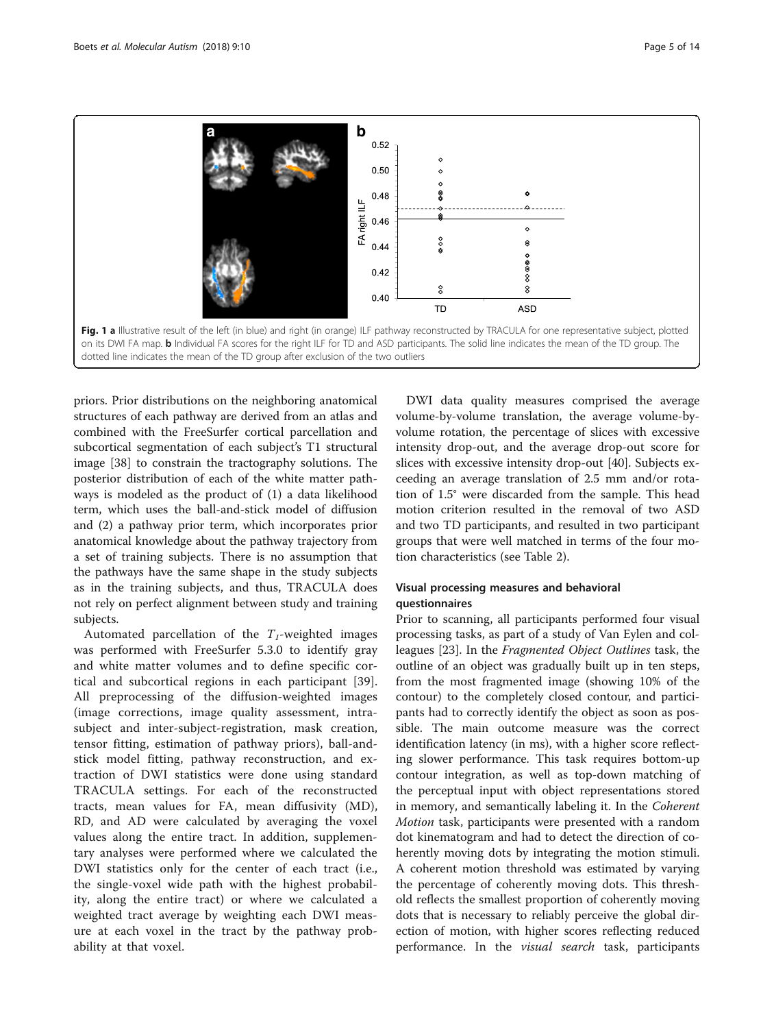**Fig. 1** **a** Illustrative result of the left (in blue) and right (in orange) ILF pathway reconstructed by TRACULA for one representative subject, plotted on its DWI FA map. **b** Individual FA scores for the right ILF for TD and ASD participants. The solid line indicates the mean of the TD group. The dotted line indicates the mean of the TD group after exclusion of the two outliers

priors. Prior distributions on the neighboring anatomical structures of each pathway are derived from an atlas and combined with the FreeSurfer cortical parcellation and subcortical segmentation of each subject's T1 structural image [38] to constrain the tractography solutions. The posterior distribution of each of the white matter pathways is modeled as the product of (1) a data likelihood term, which uses the ball-and-stick model of diffusion and (2) a pathway prior term, which incorporates prior anatomical knowledge about the pathway trajectory from a set of training subjects. There is no assumption that the pathways have the same shape in the study subjects as in the training subjects, and thus, TRACULA does not rely on perfect alignment between study and training subjects.

Automated parcellation of the $T_1$-weighted images was performed with FreeSurfer 5.3.0 to identify gray and white matter volumes and to define specific cortical and subcortical regions in each participant [39]. All preprocessing of the diffusion-weighted images (image corrections, image quality assessment, intra-subject and inter-subject-registration, mask creation, tensor fitting, estimation of pathway priors), ball-and-stick model fitting, pathway reconstruction, and extraction of DWI statistics were done using standard TRACULA settings. For each of the reconstructed tracts, mean values for FA, mean diffusivity (MD), RD, and AD were calculated by averaging the voxel values along the entire tract. In addition, supplementary analyses were performed where we calculated the DWI statistics only for the center of each tract (i.e., the single-voxel wide path with the highest probability, along the entire tract) or where we calculated a weighted tract average by weighting each DWI measure at each voxel in the tract by the pathway probability at that voxel.

DWI data quality measures comprised the average volume-by-volume translation, the average volume-by-volume rotation, the percentage of slices with excessive intensity drop-out, and the average drop-out score for slices with excessive intensity drop-out [40]. Subjects exceeding an average translation of 2.5 mm and/or rotation of 1.5° were discarded from the sample. This head motion criterion resulted in the removal of two ASD and two TD participants, and resulted in two participant groups that were well matched in terms of the four motion characteristics (see Table 2).

### Visual processing measures and behavioral questionnaires

Prior to scanning, all participants performed four visual processing tasks, as part of a study of Van Eylen and colleagues [23]. In the *Fragmented Object Outlines* task, the outline of an object was gradually built up in ten steps, from the most fragmented image (showing 10% of the contour) to the completely closed contour, and participants had to correctly identify the object as soon as possible. The main outcome measure was the correct identification latency (in ms), with a higher score reflecting slower performance. This task requires bottom-up contour integration, as well as top-down matching of the perceptual input with object representations stored in memory, and semantically labeling it. In the *Coherent Motion* task, participants were presented with a random dot kinematogram and had to detect the direction of coherently moving dots by integrating the motion stimuli. A coherent motion threshold was estimated by varying the percentage of coherently moving dots. This threshold reflects the smallest proportion of coherently moving dots that is necessary to reliably perceive the global direction of motion, with higher scores reflecting reduced performance. In the *visual search* task, participants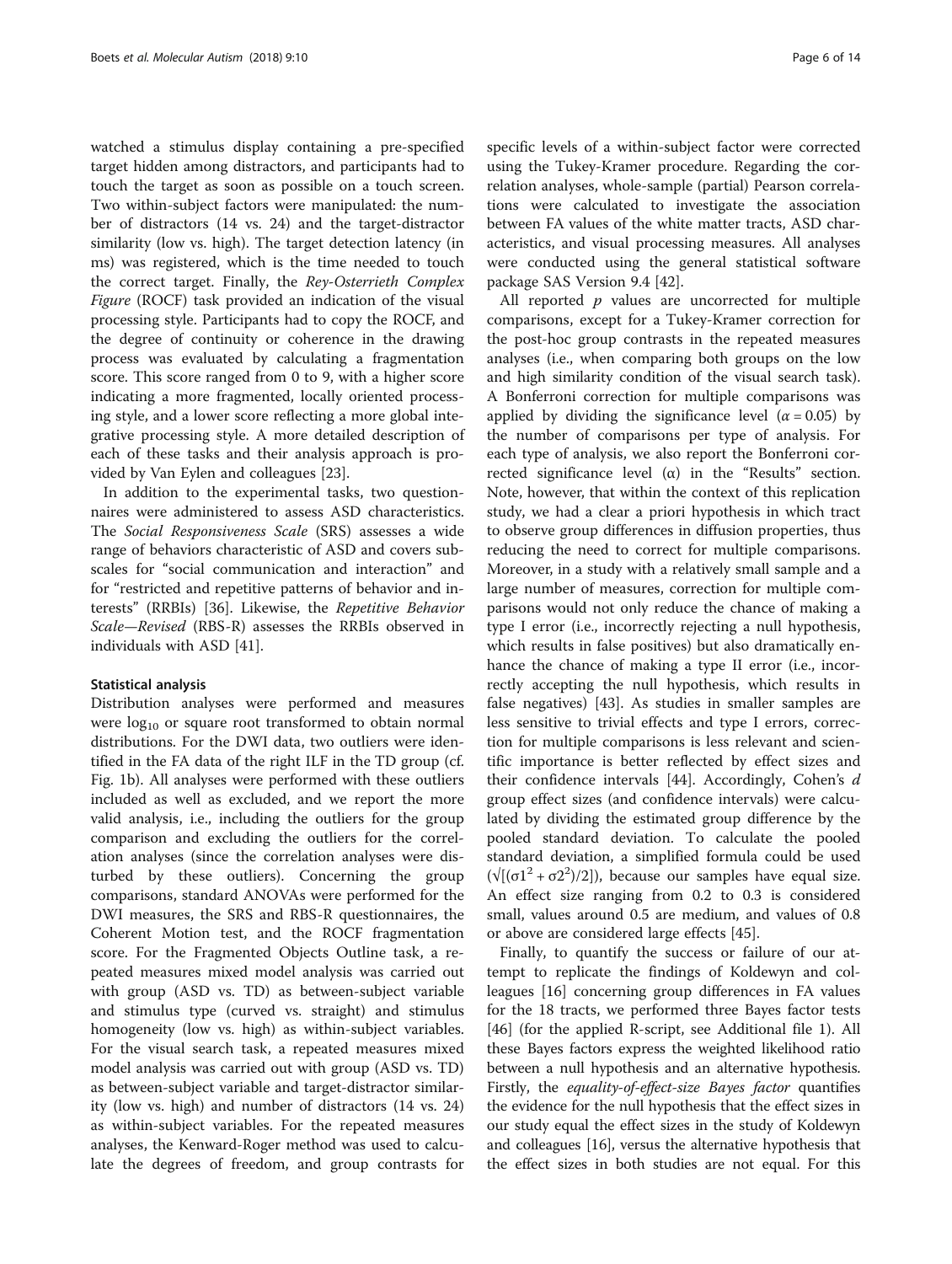watched a stimulus display containing a pre-specified target hidden among distractors, and participants had to touch the target as soon as possible on a touch screen. Two within-subject factors were manipulated: the number of distractors (14 vs. 24) and the target-distractor similarity (low vs. high). The target detection latency (in ms) was registered, which is the time needed to touch the correct target. Finally, the *Rey-Osterrieth Complex Figure* (ROCF) task provided an indication of the visual processing style. Participants had to copy the ROCF, and the degree of continuity or coherence in the drawing process was evaluated by calculating a fragmentation score. This score ranged from 0 to 9, with a higher score indicating a more fragmented, locally oriented processing style, and a lower score reflecting a more global integrative processing style. A more detailed description of each of these tasks and their analysis approach is provided by Van Eylen and colleagues [23].

In addition to the experimental tasks, two questionnaires were administered to assess ASD characteristics. The *Social Responsiveness Scale* (SRS) assesses a wide range of behaviors characteristic of ASD and covers subscales for "social communication and interaction" and for "restricted and repetitive patterns of behavior and interests" (RRBIs) [36]. Likewise, the *Repetitive Behavior Scale—Revised* (RBS-R) assesses the RRBIs observed in individuals with ASD [41].

### Statistical analysis

Distribution analyses were performed and measures were $\log_{10}$ or square root transformed to obtain normal distributions. For the DWI data, two outliers were identified in the FA data of the right ILF in the TD group (cf. Fig. 1b). All analyses were performed with these outliers included as well as excluded, and we report the more valid analysis, i.e., including the outliers for the group comparison and excluding the outliers for the correlation analyses (since the correlation analyses were disturbed by these outliers). Concerning the group comparisons, standard ANOVAs were performed for the DWI measures, the SRS and RBS-R questionnaires, the Coherent Motion test, and the ROCF fragmentation score. For the Fragmented Objects Outline task, a repeated measures mixed model analysis was carried out with group (ASD vs. TD) as between-subject variable and stimulus type (curved vs. straight) and stimulus homogeneity (low vs. high) as within-subject variables. For the visual search task, a repeated measures mixed model analysis was carried out with group (ASD vs. TD) as between-subject variable and target-distractor similarity (low vs. high) and number of distractors (14 vs. 24) as within-subject variables. For the repeated measures analyses, the Kenward-Roger method was used to calculate the degrees of freedom, and group contrasts for specific levels of a within-subject factor were corrected using the Tukey-Kramer procedure. Regarding the correlation analyses, whole-sample (partial) Pearson correlations were calculated to investigate the association between FA values of the white matter tracts, ASD characteristics, and visual processing measures. All analyses were conducted using the general statistical software package SAS Version 9.4 [42].

All reported $p$ values are uncorrected for multiple comparisons, except for a Tukey-Kramer correction for the post-hoc group contrasts in the repeated measures analyses (i.e., when comparing both groups on the low and high similarity condition of the visual search task). A Bonferroni correction for multiple comparisons was applied by dividing the significance level ($\alpha = 0.05$) by the number of comparisons per type of analysis. For each type of analysis, we also report the Bonferroni corrected significance level ($\alpha$) in the "Results" section. Note, however, that within the context of this replication study, we had a clear a priori hypothesis in which tract to observe group differences in diffusion properties, thus reducing the need to correct for multiple comparisons. Moreover, in a study with a relatively small sample and a large number of measures, correction for multiple comparisons would not only reduce the chance of making a type I error (i.e., incorrectly rejecting a null hypothesis, which results in false positives) but also dramatically enhance the chance of making a type II error (i.e., incorrectly accepting the null hypothesis, which results in false negatives) [43]. As studies in smaller samples are less sensitive to trivial effects and type I errors, correction for multiple comparisons is less relevant and scientific importance is better reflected by effect sizes and their confidence intervals [44]. Accordingly, Cohen's $d$ group effect sizes (and confidence intervals) were calculated by dividing the estimated group difference by the pooled standard deviation. To calculate the pooled standard deviation, a simplified formula could be used ($\sqrt{[(\sigma 1^2 + \sigma 2^2)/2]}$), because our samples have equal size. An effect size ranging from 0.2 to 0.3 is considered small, values around 0.5 are medium, and values of 0.8 or above are considered large effects [45].

Finally, to quantify the success or failure of our attempt to replicate the findings of Koldewyn and colleagues [16] concerning group differences in FA values for the 18 tracts, we performed three Bayes factor tests [46] (for the applied R-script, see Additional file 1). All these Bayes factors express the weighted likelihood ratio between a null hypothesis and an alternative hypothesis. Firstly, the *equality-of-effect-size Bayes factor* quantifies the evidence for the null hypothesis that the effect sizes in our study equal the effect sizes in the study of Koldewyn and colleagues [16], versus the alternative hypothesis that the effect sizes in both studies are not equal. For this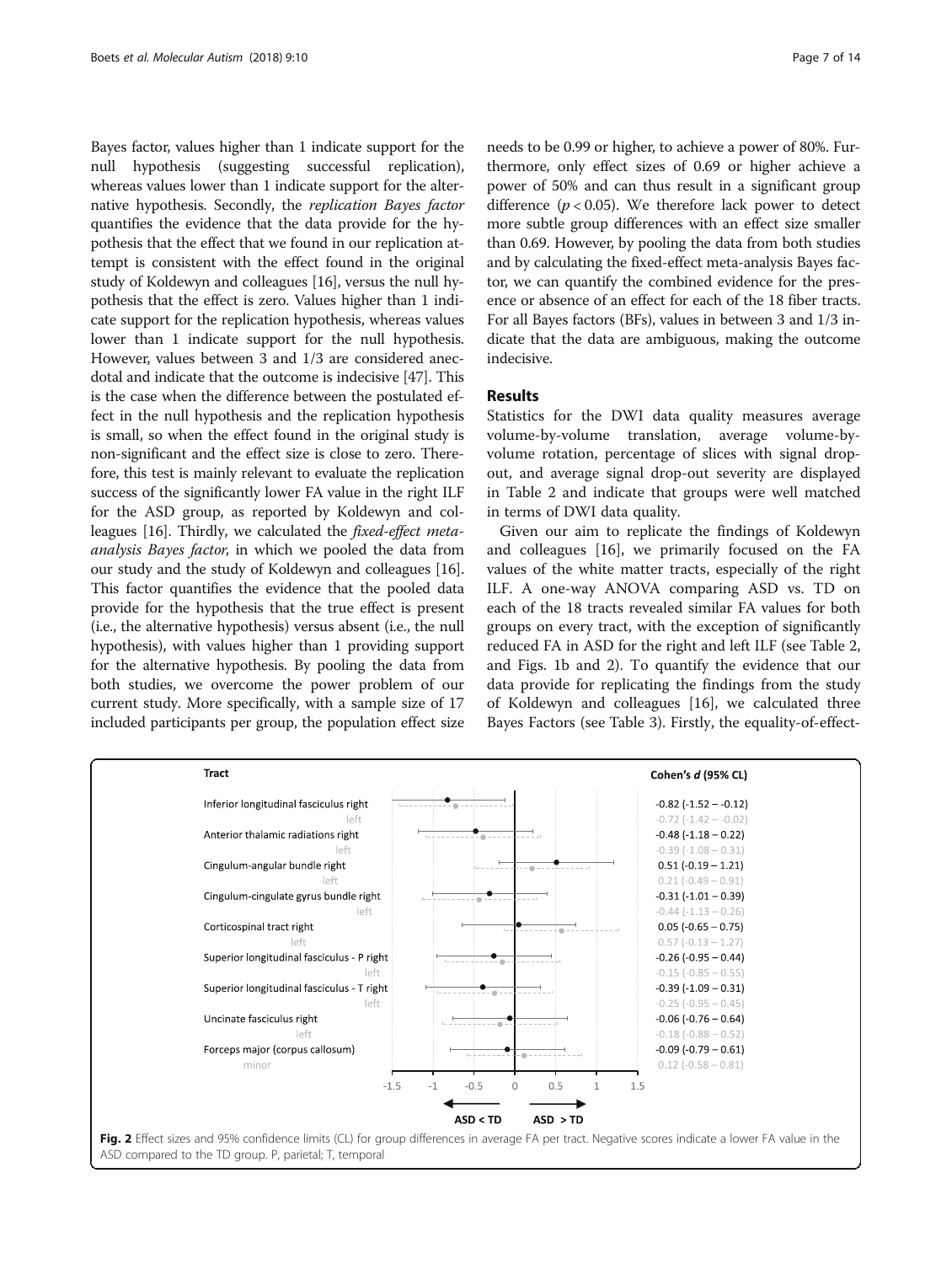Bayes factor, values higher than 1 indicate support for the null hypothesis (suggesting successful replication), whereas values lower than 1 indicate support for the alternative hypothesis. Secondly, the *replication Bayes factor* quantifies the evidence that the data provide for the hypothesis that the effect that we found in our replication attempt is consistent with the effect found in the original study of Koldewyn and colleagues [16], versus the null hypothesis that the effect is zero. Values higher than 1 indicate support for the replication hypothesis, whereas values lower than 1 indicate support for the null hypothesis. However, values between 3 and 1/3 are considered anecdotal and indicate that the outcome is indecisive [47]. This is the case when the difference between the postulated effect in the null hypothesis and the replication hypothesis is small, so when the effect found in the original study is non-significant and the effect size is close to zero. Therefore, this test is mainly relevant to evaluate the replication success of the significantly lower FA value in the right ILF for the ASD group, as reported by Koldewyn and colleagues [16]. Thirdly, we calculated the *fixed-effect meta-analysis Bayes factor*, in which we pooled the data from our study and the study of Koldewyn and colleagues [16]. This factor quantifies the evidence that the pooled data provide for the hypothesis that the true effect is present (i.e., the alternative hypothesis) versus absent (i.e., the null hypothesis), with values higher than 1 providing support for the alternative hypothesis. By pooling the data from both studies, we overcome the power problem of our current study. More specifically, with a sample size of 17 included participants per group, the population effect size needs to be 0.99 or higher, to achieve a power of 80%. Furthermore, only effect sizes of 0.69 or higher achieve a power of 50% and can thus result in a significant group difference ($p < 0.05$). We therefore lack power to detect more subtle group differences with an effect size smaller than 0.69. However, by pooling the data from both studies and by calculating the fixed-effect meta-analysis Bayes factor, we can quantify the combined evidence for the presence or absence of an effect for each of the 18 fiber tracts. For all Bayes factors (BFs), values in between 3 and 1/3 indicate that the data are ambiguous, making the outcome indecisive.

## Results

Statistics for the DWI data quality measures average volume-by-volume translation, average volume-by-volume rotation, percentage of slices with signal drop-out, and average signal drop-out severity are displayed in Table 2 and indicate that groups were well matched in terms of DWI data quality.

Given our aim to replicate the findings of Koldewyn and colleagues [16], we primarily focused on the FA values of the white matter tracts, especially of the right ILF. A one-way ANOVA comparing ASD vs. TD on each of the 18 tracts revealed similar FA values for both groups on every tract, with the exception of significantly reduced FA in ASD for the right and left ILF (see Table 2, and Figs. 1b and 2). To quantify the evidence that our data provide for replicating the findings from the study of Koldewyn and colleagues [16], we calculated three Bayes Factors (see Table 3). Firstly, the equality-of-effect-

| Tract | | Cohen's d (95% CL) |
|---|---|---|
| Inferior longitudinal fasciculus | right | -0.82 (-1.52 – -0.12) |
| | left | -0.72 (-1.42 – -0.02) |
| Anterior thalamic radiations | right | -0.48 (-1.18 – 0.22) |
| | left | -0.39 (-1.08 – 0.31) |
| Cingulum-angular bundle | right | 0.51 (-0.19 – 1.21) |
| | left | 0.21 (-0.49 – 0.91) |
| Cingulum-cingulate gyrus bundle | right | -0.31 (-1.01 – 0.39) |
| | left | -0.44 (-1.13 – 0.26) |
| Corticospinal tract | right | 0.05 (-0.65 – 0.75) |
| | left | 0.57 (-0.13 – 1.27) |
| Superior longitudinal fasciculus - P | right | -0.26 (-0.95 – 0.44) |
| | left | -0.15 (-0.85 – 0.55) |
| Superior longitudinal fasciculus - T | right | -0.39 (-1.09 – 0.31) |
| | left | -0.25 (-0.95 – 0.45) |
| Uncinate fasciculus | right | -0.06 (-0.76 – 0.64) |
| | left | -0.18 (-0.88 – 0.52) |
| Forceps major (corpus callosum) | | -0.09 (-0.79 – 0.61) |
| minor | | 0.12 (-0.58 – 0.81) |

**Fig. 2** Effect sizes and 95% confidence limits (CL) for group differences in average FA per tract. Negative scores indicate a lower FA value in the ASD compared to the TD group. P, parietal; T, temporal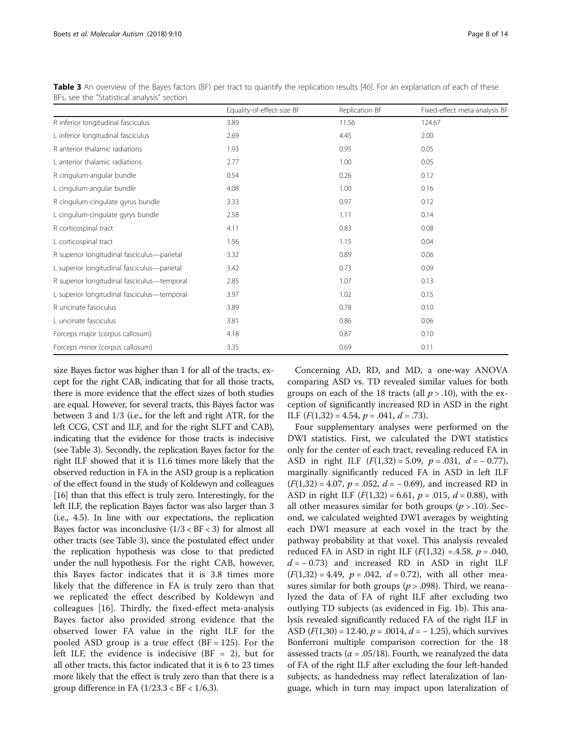**Table 3** An overview of the Bayes factors (BF) per tract to quantify the replication results [46]. For an explanation of each of these BFs, see the "Statistical analysis" section

| | Equality-of-effect-size BF | Replication BF | Fixed-effect meta-analysis BF |
|---|---|---|---|
| R inferior longitudinal fasciculus | 3.89 | 11.56 | 124.67 |
| L inferior longitudinal fasciculus | 2.69 | 4.45 | 2.00 |
| R anterior thalamic radiations | 1.93 | 0.95 | 0.05 |
| L anterior thalamic radiations | 2.77 | 1.00 | 0.05 |
| R cingulum-angular bundle | 0.54 | 0.26 | 0.12 |
| L cingulum-angular bundle | 4.08 | 1.00 | 0.16 |
| R cingulum-cingulate gyrus bundle | 3.33 | 0.97 | 0.12 |
| L cingulum-cingulate gyrys bundle | 2.58 | 1.11 | 0.14 |
| R corticospinal tract | 4.11 | 0.83 | 0.08 |
| L corticospinal tract | 1.56 | 1.15 | 0.04 |
| R superior longitudinal fasciculus—parietal | 3.32 | 0.89 | 0.06 |
| L superior longitudinal fasciculus—parietal | 3.42 | 0.73 | 0.09 |
| R superior longitudinal fasciculus—temporal | 2.85 | 1.07 | 0.13 |
| L superior longitudinal fasciculus—temporal | 3.97 | 1.02 | 0.15 |
| R uncinate fasciculus | 3.89 | 0.78 | 0.10 |
| L uncinate fasciculus | 3.81 | 0.86 | 0.06 |
| Forceps major (corpus callosum) | 4.18 | 0.87 | 0.10 |
| Forceps minor (corpus callosum) | 3.35 | 0.69 | 0.11 |

size Bayes factor was higher than 1 for all of the tracts, except for the right CAB, indicating that for all those tracts, there is more evidence that the effect sizes of both studies are equal. However, for several tracts, this Bayes factor was between 3 and 1/3 (i.e., for the left and right ATR, for the left CCG, CST and ILF, and for the right SLFT and CAB), indicating that the evidence for those tracts is indecisive (see Table 3). Secondly, the replication Bayes factor for the right ILF showed that it is 11.6 times more likely that the observed reduction in FA in the ASD group is a replication of the effect found in the study of Koldewyn and colleagues [16] than that this effect is truly zero. Interestingly, for the left ILF, the replication Bayes factor was also larger than 3 (i.e., 4.5). In line with our expectations, the replication Bayes factor was inconclusive ($1/3 < BF < 3$) for almost all other tracts (see Table 3), since the postulated effect under the replication hypothesis was close to that predicted under the null hypothesis. For the right CAB, however, this Bayes factor indicates that it is 3.8 times more likely that the difference in FA is truly zero than that we replicated the effect described by Koldewyn and colleagues [16]. Thirdly, the fixed-effect meta-analysis Bayes factor also provided strong evidence that the observed lower FA value in the right ILF for the pooled ASD group is a true effect (BF = 125). For the left ILF, the evidence is indecisive (BF = 2), but for all other tracts, this factor indicated that it is 6 to 23 times more likely that the effect is truly zero than that there is a group difference in FA ($1/23.3 < BF < 1/6.3$).

Concerning AD, RD, and MD, a one-way ANOVA comparing ASD vs. TD revealed similar values for both groups on each of the 18 tracts (all $p > .10$), with the exception of significantly increased RD in ASD in the right ILF ($F(1,32) = 4.54$, $p = .041$, $d = .73$).

Four supplementary analyses were performed on the DWI statistics. First, we calculated the DWI statistics only for the center of each tract, revealing reduced FA in ASD in right ILF ($F(1,32) = 5.09$, $p = .031$, $d = -0.77$), marginally significantly reduced FA in ASD in left ILF ($F(1,32) = 4.07$, $p = .052$, $d = -0.69$), and increased RD in ASD in right ILF ($F(1,32) = 6.61$, $p = .015$, $d = 0.88$), with all other measures similar for both groups ($p > .10$). Second, we calculated weighted DWI averages by weighting each DWI measure at each voxel in the tract by the pathway probability at that voxel. This analysis revealed reduced FA in ASD in right ILF ($F(1,32) = 4.58$, $p = .040$, $d = -0.73$) and increased RD in ASD in right ILF ($F(1,32) = 4.49$, $p = .042$, $d = 0.72$), with all other measures similar for both groups ($p > .098$). Third, we reanalyzed the data of FA of right ILF after excluding two outlying TD subjects (as evidenced in Fig. 1b). This analysis revealed significantly reduced FA of the right ILF in ASD ($F(1,30) = 12.40$, $p = .0014$, $d = -1.25$), which survives Bonferroni multiple comparison correction for the 18 assessed tracts ($\alpha = .05/18$). Fourth, we reanalyzed the data of FA of the right ILF after excluding the four left-handed subjects, as handedness may reflect lateralization of language, which in turn may impact upon lateralization of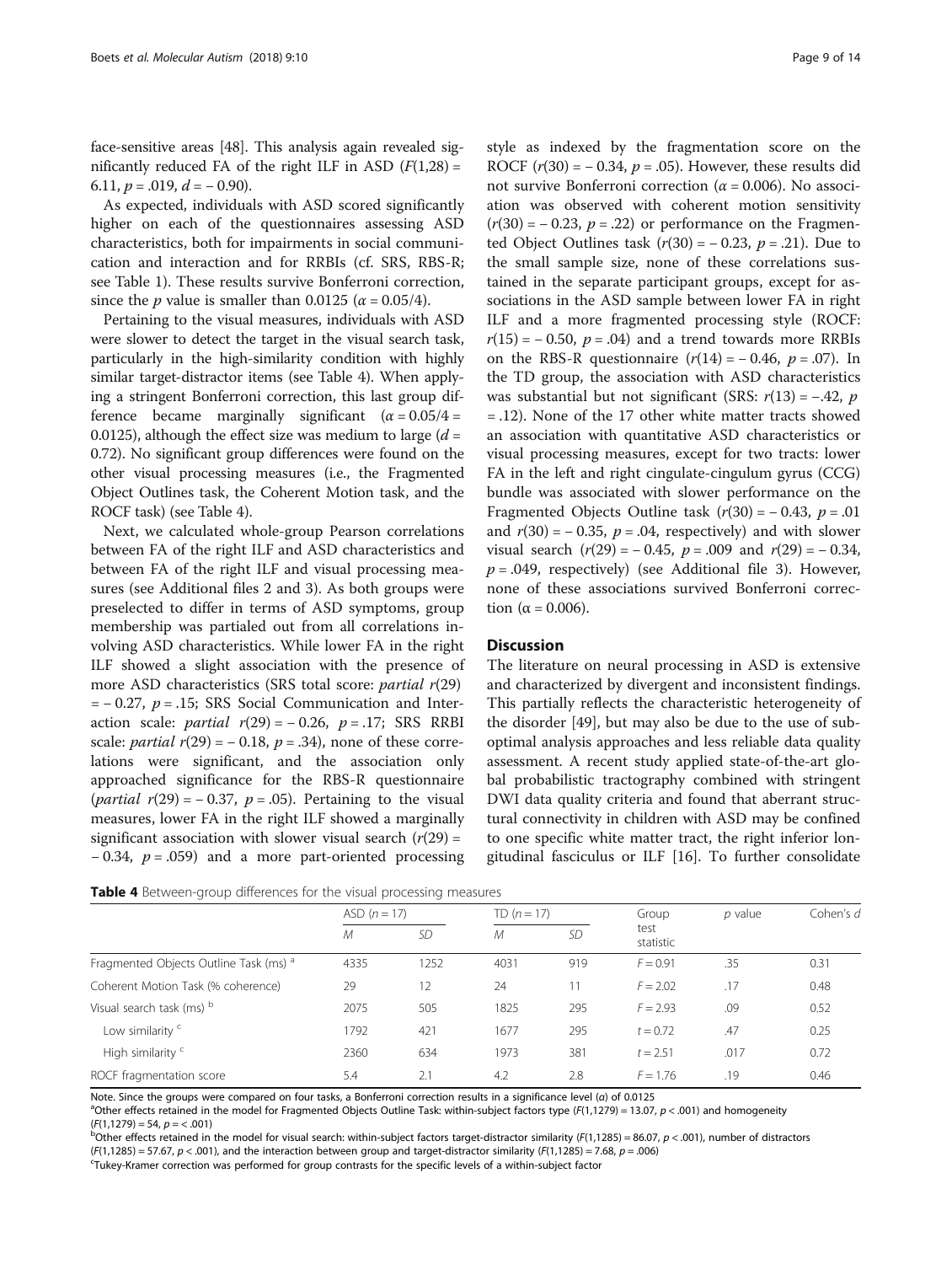face-sensitive areas [48]. This analysis again revealed significantly reduced FA of the right ILF in ASD ($F(1,28) = 6.11$, $p = .019$, $d = -0.90$).

As expected, individuals with ASD scored significantly higher on each of the questionnaires assessing ASD characteristics, both for impairments in social communication and interaction and for RRBIs (cf. SRS, RBS-R; see Table 1). These results survive Bonferroni correction, since the $p$ value is smaller than 0.0125 ($\alpha = 0.05/4$).

Pertaining to the visual measures, individuals with ASD were slower to detect the target in the visual search task, particularly in the high-similarity condition with highly similar target-distractor items (see Table 4). When applying a stringent Bonferroni correction, this last group difference became marginally significant ($\alpha = 0.05/4 = 0.0125$), although the effect size was medium to large ($d = 0.72$). No significant group differences were found on the other visual processing measures (i.e., the Fragmented Object Outlines task, the Coherent Motion task, and the ROCF task) (see Table 4).

Next, we calculated whole-group Pearson correlations between FA of the right ILF and ASD characteristics and between FA of the right ILF and visual processing measures (see Additional files 2 and 3). As both groups were preselected to differ in terms of ASD symptoms, group membership was partialed out from all correlations involving ASD characteristics. While lower FA in the right ILF showed a slight association with the presence of more ASD characteristics (SRS total score: *partial* $r(29) = -0.27$, $p = .15$; SRS Social Communication and Interaction scale: *partial* $r(29) = -0.26$, $p = .17$; SRS RRBI scale: *partial* $r(29) = -0.18$, $p = .34$), none of these correlations were significant, and the association only approached significance for the RBS-R questionnaire (*partial* $r(29) = -0.37$, $p = .05$). Pertaining to the visual measures, lower FA in the right ILF showed a marginally significant association with slower visual search ($r(29) = -0.34$, $p = .059$) and a more part-oriented processing style as indexed by the fragmentation score on the ROCF ($r(30) = -0.34$, $p = .05$). However, these results did not survive Bonferroni correction ($\alpha = 0.006$). No association was observed with coherent motion sensitivity ($r(30) = -0.23$, $p = .22$) or performance on the Fragmented Object Outlines task ($r(30) = -0.23$, $p = .21$). Due to the small sample size, none of these correlations sustained in the separate participant groups, except for associations in the ASD sample between lower FA in right ILF and a more fragmented processing style (ROCF: $r(15) = -0.50$, $p = .04$) and a trend towards more RRBIs on the RBS-R questionnaire ($r(14) = -0.46$, $p = .07$). In the TD group, the association with ASD characteristics was substantial but not significant (SRS: $r(13) = -.42$, $p = .12$). None of the 17 other white matter tracts showed an association with quantitative ASD characteristics or visual processing measures, except for two tracts: lower FA in the left and right cingulate-cingulum gyrus (CCG) bundle was associated with slower performance on the Fragmented Objects Outline task ($r(30) = -0.43$, $p = .01$ and $r(30) = -0.35$, $p = .04$, respectively) and with slower visual search ($r(29) = -0.45$, $p = .009$ and $r(29) = -0.34$, $p = .049$, respectively) (see Additional file 3). However, none of these associations survived Bonferroni correction ($\alpha = 0.006$).

## Discussion

The literature on neural processing in ASD is extensive and characterized by divergent and inconsistent findings. This partially reflects the characteristic heterogeneity of the disorder [49], but may also be due to the use of suboptimal analysis approaches and less reliable data quality assessment. A recent study applied state-of-the-art global probabilistic tractography combined with stringent DWI data quality criteria and found that aberrant structural connectivity in children with ASD may be confined to one specific white matter tract, the right inferior longitudinal fasciculus or ILF [16]. To further consolidate

**Table 4** Between-group differences for the visual processing measures

| | ASD ($n = 17$) | | TD ($n = 17$) | | Group test statistic | $p$ value | Cohen's $d$ |
|---|---|---|---|---|---|---|---|
| | $M$ | $SD$ | $M$ | $SD$ | | | |
| Fragmented Objects Outline Task (ms) [a] | 4335 | 1252 | 4031 | 919 | $F = 0.91$ | .35 | 0.31 |
| Coherent Motion Task (% coherence) | 29 | 12 | 24 | 11 | $F = 2.02$ | .17 | 0.48 |
| Visual search task (ms) [b] | 2075 | 505 | 1825 | 295 | $F = 2.93$ | .09 | 0.52 |
| Low similarity [c] | 1792 | 421 | 1677 | 295 | $t = 0.72$ | .47 | 0.25 |
| High similarity [c] | 2360 | 634 | 1973 | 381 | $t = 2.51$ | .017 | 0.72 |
| ROCF fragmentation score | 5.4 | 2.1 | 4.2 | 2.8 | $F = 1.76$ | .19 | 0.46 |

Note. Since the groups were compared on four tasks, a Bonferroni correction results in a significance level ($\alpha$) of 0.0125

[a] Other effects retained in the model for Fragmented Objects Outline Task: within-subject factors type ($F(1,1279) = 13.07$, $p < .001$) and homogeneity ($F(1,1279) = 54$, $p = < .001$)

[b] Other effects retained in the model for visual search: within-subject factors target-distractor similarity ($F(1,1285) = 86.07$, $p < .001$), number of distractors ($F(1,1285) = 57.67$, $p < .001$), and the interaction between group and target-distractor similarity ($F(1,1285) = 7.68$, $p = .006$)

[c] Tukey-Kramer correction was performed for group contrasts for the specific levels of a within-subject factor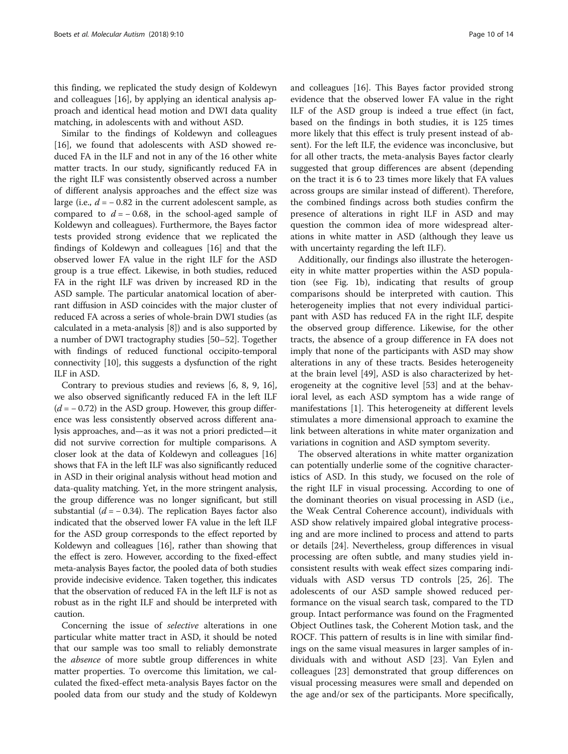this finding, we replicated the study design of Koldewyn and colleagues [16], by applying an identical analysis approach and identical head motion and DWI data quality matching, in adolescents with and without ASD.

Similar to the findings of Koldewyn and colleagues [16], we found that adolescents with ASD showed reduced FA in the ILF and not in any of the 16 other white matter tracts. In our study, significantly reduced FA in the right ILF was consistently observed across a number of different analysis approaches and the effect size was large (i.e., $d = -0.82$ in the current adolescent sample, as compared to $d = -0.68$, in the school-aged sample of Koldewyn and colleagues). Furthermore, the Bayes factor tests provided strong evidence that we replicated the findings of Koldewyn and colleagues [16] and that the observed lower FA value in the right ILF for the ASD group is a true effect. Likewise, in both studies, reduced FA in the right ILF was driven by increased RD in the ASD sample. The particular anatomical location of aberrant diffusion in ASD coincides with the major cluster of reduced FA across a series of whole-brain DWI studies (as calculated in a meta-analysis [8]) and is also supported by a number of DWI tractography studies [50–52]. Together with findings of reduced functional occipito-temporal connectivity [10], this suggests a dysfunction of the right ILF in ASD.

Contrary to previous studies and reviews [6, 8, 9, 16], we also observed significantly reduced FA in the left ILF ($d = -0.72$) in the ASD group. However, this group difference was less consistently observed across different analysis approaches, and—as it was not a priori predicted—it did not survive correction for multiple comparisons. A closer look at the data of Koldewyn and colleagues [16] shows that FA in the left ILF was also significantly reduced in ASD in their original analysis without head motion and data-quality matching. Yet, in the more stringent analysis, the group difference was no longer significant, but still substantial ($d = -0.34$). The replication Bayes factor also indicated that the observed lower FA value in the left ILF for the ASD group corresponds to the effect reported by Koldewyn and colleagues [16], rather than showing that the effect is zero. However, according to the fixed-effect meta-analysis Bayes factor, the pooled data of both studies provide indecisive evidence. Taken together, this indicates that the observation of reduced FA in the left ILF is not as robust as in the right ILF and should be interpreted with caution.

Concerning the issue of *selective* alterations in one particular white matter tract in ASD, it should be noted that our sample was too small to reliably demonstrate the *absence* of more subtle group differences in white matter properties. To overcome this limitation, we calculated the fixed-effect meta-analysis Bayes factor on the pooled data from our study and the study of Koldewyn and colleagues [16]. This Bayes factor provided strong evidence that the observed lower FA value in the right ILF of the ASD group is indeed a true effect (in fact, based on the findings in both studies, it is 125 times more likely that this effect is truly present instead of absent). For the left ILF, the evidence was inconclusive, but for all other tracts, the meta-analysis Bayes factor clearly suggested that group differences are absent (depending on the tract it is 6 to 23 times more likely that FA values across groups are similar instead of different). Therefore, the combined findings across both studies confirm the presence of alterations in right ILF in ASD and may question the common idea of more widespread alterations in white matter in ASD (although they leave us with uncertainty regarding the left ILF).

Additionally, our findings also illustrate the heterogeneity in white matter properties within the ASD population (see Fig. 1b), indicating that results of group comparisons should be interpreted with caution. This heterogeneity implies that not every individual participant with ASD has reduced FA in the right ILF, despite the observed group difference. Likewise, for the other tracts, the absence of a group difference in FA does not imply that none of the participants with ASD may show alterations in any of these tracts. Besides heterogeneity at the brain level [49], ASD is also characterized by heterogeneity at the cognitive level [53] and at the behavioral level, as each ASD symptom has a wide range of manifestations [1]. This heterogeneity at different levels stimulates a more dimensional approach to examine the link between alterations in white mater organization and variations in cognition and ASD symptom severity.

The observed alterations in white matter organization can potentially underlie some of the cognitive characteristics of ASD. In this study, we focused on the role of the right ILF in visual processing. According to one of the dominant theories on visual processing in ASD (i.e., the Weak Central Coherence account), individuals with ASD show relatively impaired global integrative processing and are more inclined to process and attend to parts or details [24]. Nevertheless, group differences in visual processing are often subtle, and many studies yield inconsistent results with weak effect sizes comparing individuals with ASD versus TD controls [25, 26]. The adolescents of our ASD sample showed reduced performance on the visual search task, compared to the TD group. Intact performance was found on the Fragmented Object Outlines task, the Coherent Motion task, and the ROCF. This pattern of results is in line with similar findings on the same visual measures in larger samples of individuals with and without ASD [23]. Van Eylen and colleagues [23] demonstrated that group differences on visual processing measures were small and depended on the age and/or sex of the participants. More specifically,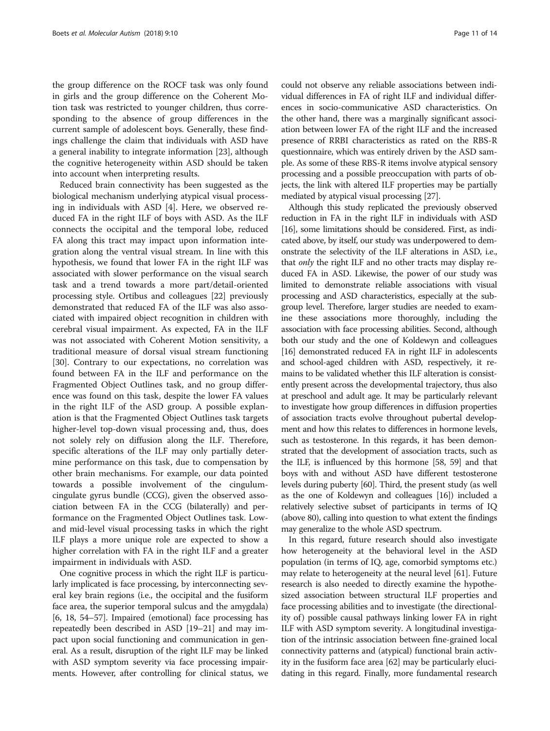the group difference on the ROCF task was only found in girls and the group difference on the Coherent Motion task was restricted to younger children, thus corresponding to the absence of group differences in the current sample of adolescent boys. Generally, these findings challenge the claim that individuals with ASD have a general inability to integrate information [23], although the cognitive heterogeneity within ASD should be taken into account when interpreting results.

Reduced brain connectivity has been suggested as the biological mechanism underlying atypical visual processing in individuals with ASD [4]. Here, we observed reduced FA in the right ILF of boys with ASD. As the ILF connects the occipital and the temporal lobe, reduced FA along this tract may impact upon information integration along the ventral visual stream. In line with this hypothesis, we found that lower FA in the right ILF was associated with slower performance on the visual search task and a trend towards a more part/detail-oriented processing style. Ortibus and colleagues [22] previously demonstrated that reduced FA of the ILF was also associated with impaired object recognition in children with cerebral visual impairment. As expected, FA in the ILF was not associated with Coherent Motion sensitivity, a traditional measure of dorsal visual stream functioning [30]. Contrary to our expectations, no correlation was found between FA in the ILF and performance on the Fragmented Object Outlines task, and no group difference was found on this task, despite the lower FA values in the right ILF of the ASD group. A possible explanation is that the Fragmented Object Outlines task targets higher-level top-down visual processing and, thus, does not solely rely on diffusion along the ILF. Therefore, specific alterations of the ILF may only partially determine performance on this task, due to compensation by other brain mechanisms. For example, our data pointed towards a possible involvement of the cingulum-cingulate gyrus bundle (CCG), given the observed association between FA in the CCG (bilaterally) and performance on the Fragmented Object Outlines task. Low- and mid-level visual processing tasks in which the right ILF plays a more unique role are expected to show a higher correlation with FA in the right ILF and a greater impairment in individuals with ASD.

One cognitive process in which the right ILF is particularly implicated is face processing, by interconnecting several key brain regions (i.e., the occipital and the fusiform face area, the superior temporal sulcus and the amygdala) [6, 18, 54–57]. Impaired (emotional) face processing has repeatedly been described in ASD [19–21] and may impact upon social functioning and communication in general. As a result, disruption of the right ILF may be linked with ASD symptom severity via face processing impairments. However, after controlling for clinical status, we could not observe any reliable associations between individual differences in FA of right ILF and individual differences in socio-communicative ASD characteristics. On the other hand, there was a marginally significant association between lower FA of the right ILF and the increased presence of RRBI characteristics as rated on the RBS-R questionnaire, which was entirely driven by the ASD sample. As some of these RBS-R items involve atypical sensory processing and a possible preoccupation with parts of objects, the link with altered ILF properties may be partially mediated by atypical visual processing [27].

Although this study replicated the previously observed reduction in FA in the right ILF in individuals with ASD [16], some limitations should be considered. First, as indicated above, by itself, our study was underpowered to demonstrate the selectivity of the ILF alterations in ASD, i.e., that *only* the right ILF and no other tracts may display reduced FA in ASD. Likewise, the power of our study was limited to demonstrate reliable associations with visual processing and ASD characteristics, especially at the subgroup level. Therefore, larger studies are needed to examine these associations more thoroughly, including the association with face processing abilities. Second, although both our study and the one of Koldewyn and colleagues [16] demonstrated reduced FA in right ILF in adolescents and school-aged children with ASD, respectively, it remains to be validated whether this ILF alteration is consistently present across the developmental trajectory, thus also at preschool and adult age. It may be particularly relevant to investigate how group differences in diffusion properties of association tracts evolve throughout pubertal development and how this relates to differences in hormone levels, such as testosterone. In this regards, it has been demonstrated that the development of association tracts, such as the ILF, is influenced by this hormone [58, 59] and that boys with and without ASD have different testosterone levels during puberty [60]. Third, the present study (as well as the one of Koldewyn and colleagues [16]) included a relatively selective subset of participants in terms of IQ (above 80), calling into question to what extent the findings may generalize to the whole ASD spectrum.

In this regard, future research should also investigate how heterogeneity at the behavioral level in the ASD population (in terms of IQ, age, comorbid symptoms etc.) may relate to heterogeneity at the neural level [61]. Future research is also needed to directly examine the hypothesized association between structural ILF properties and face processing abilities and to investigate (the directionality of) possible causal pathways linking lower FA in right ILF with ASD symptom severity. A longitudinal investigation of the intrinsic association between fine-grained local connectivity patterns and (atypical) functional brain activity in the fusiform face area [62] may be particularly elucidating in this regard. Finally, more fundamental research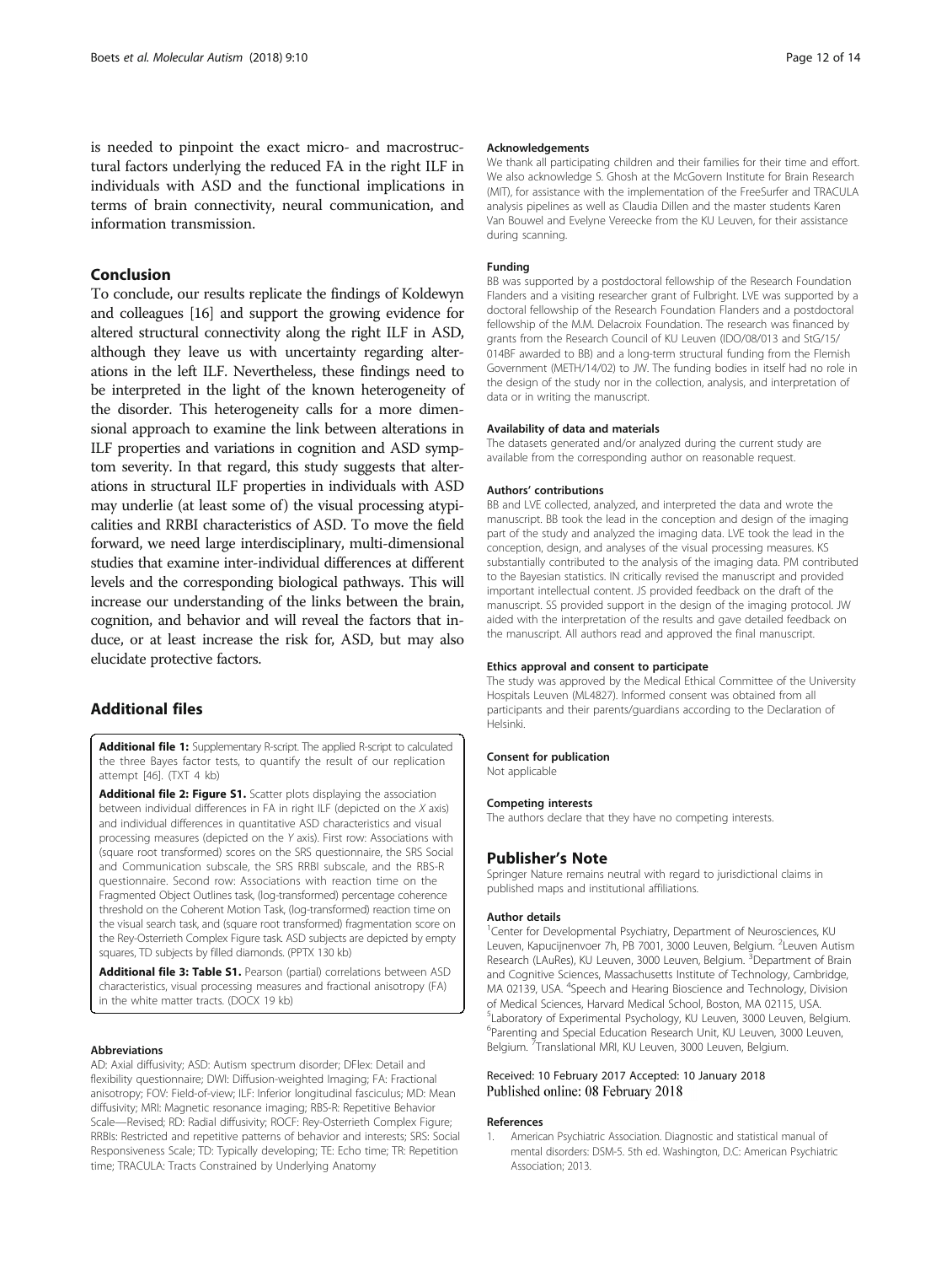is needed to pinpoint the exact micro- and macrostructural factors underlying the reduced FA in the right ILF in individuals with ASD and the functional implications in terms of brain connectivity, neural communication, and information transmission.

## Conclusion

To conclude, our results replicate the findings of Koldewyn and colleagues [16] and support the growing evidence for altered structural connectivity along the right ILF in ASD, although they leave us with uncertainty regarding alterations in the left ILF. Nevertheless, these findings need to be interpreted in the light of the known heterogeneity of the disorder. This heterogeneity calls for a more dimensional approach to examine the link between alterations in ILF properties and variations in cognition and ASD symptom severity. In that regard, this study suggests that alterations in structural ILF properties in individuals with ASD may underlie (at least some of) the visual processing atypicalities and RRBI characteristics of ASD. To move the field forward, we need large interdisciplinary, multi-dimensional studies that examine inter-individual differences at different levels and the corresponding biological pathways. This will increase our understanding of the links between the brain, cognition, and behavior and will reveal the factors that induce, or at least increase the risk for, ASD, but may also elucidate protective factors.

## Additional files

**Additional file 1:** Supplementary R-script. The applied R-script to calculated the three Bayes factor tests, to quantify the result of our replication attempt [46]. (TXT 4 kb)

**Additional file 2: Figure S1.** Scatter plots displaying the association between individual differences in FA in right ILF (depicted on the *X* axis) and individual differences in quantitative ASD characteristics and visual processing measures (depicted on the *Y* axis). First row: Associations with (square root transformed) scores on the SRS questionnaire, the SRS Social and Communication subscale, the SRS RRBI subscale, and the RBS-R questionnaire. Second row: Associations with reaction time on the Fragmented Object Outlines task, (log-transformed) percentage coherence threshold on the Coherent Motion Task, (log-transformed) reaction time on the visual search task, and (square root transformed) fragmentation score on the Rey-Osterrieth Complex Figure task. ASD subjects are depicted by empty squares, TD subjects by filled diamonds. (PPTX 130 kb)

**Additional file 3: Table S1.** Pearson (partial) correlations between ASD characteristics, visual processing measures and fractional anisotropy (FA) in the white matter tracts. (DOCX 19 kb)

#### Abbreviations

AD: Axial diffusivity; ASD: Autism spectrum disorder; DFlex: Detail and flexibility questionnaire; DWI: Diffusion-weighted Imaging; FA: Fractional anisotropy; FOV: Field-of-view; ILF: Inferior longitudinal fasciculus; MD: Mean diffusivity; MRI: Magnetic resonance imaging; RBS-R: Repetitive Behavior Scale—Revised; RD: Radial diffusivity; ROCF: Rey-Osterrieth Complex Figure; RRBIs: Restricted and repetitive patterns of behavior and interests; SRS: Social Responsiveness Scale; TD: Typically developing; TE: Echo time; TR: Repetition time; TRACULA: Tracts Constrained by Underlying Anatomy

#### Acknowledgements

We thank all participating children and their families for their time and effort. We also acknowledge S. Ghosh at the McGovern Institute for Brain Research (MIT), for assistance with the implementation of the FreeSurfer and TRACULA analysis pipelines as well as Claudia Dillen and the master students Karen Van Bouwel and Evelyne Vereecke from the KU Leuven, for their assistance during scanning.

#### Funding

BB was supported by a postdoctoral fellowship of the Research Foundation Flanders and a visiting researcher grant of Fulbright. LVE was supported by a doctoral fellowship of the Research Foundation Flanders and a postdoctoral fellowship of the M.M. Delacroix Foundation. The research was financed by grants from the Research Council of KU Leuven (IDO/08/013 and StG/15/014BF awarded to BB) and a long-term structural funding from the Flemish Government (METH/14/02) to JW. The funding bodies in itself had no role in the design of the study nor in the collection, analysis, and interpretation of data or in writing the manuscript.

#### Availability of data and materials

The datasets generated and/or analyzed during the current study are available from the corresponding author on reasonable request.

#### Authors' contributions

BB and LVE collected, analyzed, and interpreted the data and wrote the manuscript. BB took the lead in the conception and design of the imaging part of the study and analyzed the imaging data. LVE took the lead in the conception, design, and analyses of the visual processing measures. KS substantially contributed to the analysis of the imaging data. PM contributed to the Bayesian statistics. IN critically revised the manuscript and provided important intellectual content. JS provided feedback on the draft of the manuscript. SS provided support in the design of the imaging protocol. JW aided with the interpretation of the results and gave detailed feedback on the manuscript. All authors read and approved the final manuscript.

#### Ethics approval and consent to participate

The study was approved by the Medical Ethical Committee of the University Hospitals Leuven (ML4827). Informed consent was obtained from all participants and their parents/guardians according to the Declaration of Helsinki.

#### Consent for publication

Not applicable

#### Competing interests

The authors declare that they have no competing interests.

## Publisher's Note

Springer Nature remains neutral with regard to jurisdictional claims in published maps and institutional affiliations.

#### Author details

[1]Center for Developmental Psychiatry, Department of Neurosciences, KU Leuven, Kapucijnenvoer 7h, PB 7001, 3000 Leuven, Belgium. [2]Leuven Autism Research (LAuRes), KU Leuven, 3000 Leuven, Belgium. [3]Department of Brain and Cognitive Sciences, Massachusetts Institute of Technology, Cambridge, MA 02139, USA. [4]Speech and Hearing Bioscience and Technology, Division of Medical Sciences, Harvard Medical School, Boston, MA 02115, USA. [5]Laboratory of Experimental Psychology, KU Leuven, 3000 Leuven, Belgium. [6]Parenting and Special Education Research Unit, KU Leuven, 3000 Leuven, Belgium. [7]Translational MRI, KU Leuven, 3000 Leuven, Belgium.

Received: 10 February 2017 Accepted: 10 January 2018
Published online: 08 February 2018

#### References

1. American Psychiatric Association. Diagnostic and statistical manual of mental disorders: DSM-5. 5th ed. Washington, D.C: American Psychiatric Association; 2013.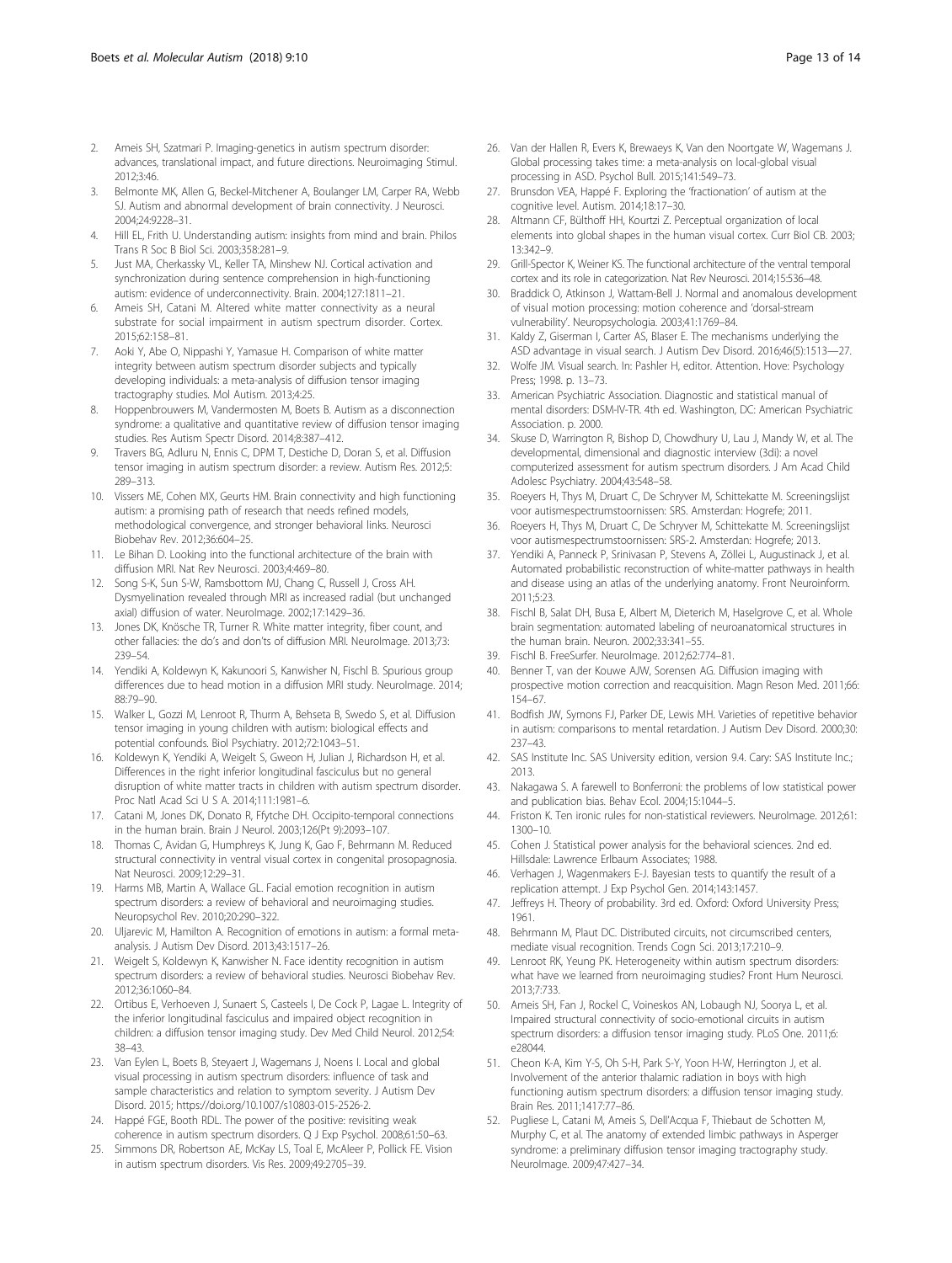2. Ameis SH, Szatmari P. Imaging-genetics in autism spectrum disorder: advances, translational impact, and future directions. Neuroimaging Stimul. 2012;3:46.
3. Belmonte MK, Allen G, Beckel-Mitchener A, Boulanger LM, Carper RA, Webb SJ. Autism and abnormal development of brain connectivity. J Neurosci. 2004;24:9228–31.
4. Hill EL, Frith U. Understanding autism: insights from mind and brain. Philos Trans R Soc B Biol Sci. 2003;358:281–9.
5. Just MA, Cherkassky VL, Keller TA, Minshew NJ. Cortical activation and synchronization during sentence comprehension in high-functioning autism: evidence of underconnectivity. Brain. 2004;127:1811–21.
6. Ameis SH, Catani M. Altered white matter connectivity as a neural substrate for social impairment in autism spectrum disorder. Cortex. 2015;62:158–81.
7. Aoki Y, Abe O, Nippashi Y, Yamasue H. Comparison of white matter integrity between autism spectrum disorder subjects and typically developing individuals: a meta-analysis of diffusion tensor imaging tractography studies. Mol Autism. 2013;4:25.
8. Hoppenbrouwers M, Vandermosten M, Boets B. Autism as a disconnection syndrome: a qualitative and quantitative review of diffusion tensor imaging studies. Res Autism Spectr Disord. 2014;8:387–412.
9. Travers BG, Adluru N, Ennis C, DPM T, Destiche D, Doran S, et al. Diffusion tensor imaging in autism spectrum disorder: a review. Autism Res. 2012;5: 289–313.
10. Vissers ME, Cohen MX, Geurts HM. Brain connectivity and high functioning autism: a promising path of research that needs refined models, methodological convergence, and stronger behavioral links. Neurosci Biobehav Rev. 2012;36:604–25.
11. Le Bihan D. Looking into the functional architecture of the brain with diffusion MRI. Nat Rev Neurosci. 2003;4:469–80.
12. Song S-K, Sun S-W, Ramsbottom MJ, Chang C, Russell J, Cross AH. Dysmyelination revealed through MRI as increased radial (but unchanged axial) diffusion of water. NeuroImage. 2002;17:1429–36.
13. Jones DK, Knösche TR, Turner R. White matter integrity, fiber count, and other fallacies: the do's and don'ts of diffusion MRI. NeuroImage. 2013;73: 239–54.
14. Yendiki A, Koldewyn K, Kakunoori S, Kanwisher N, Fischl B. Spurious group differences due to head motion in a diffusion MRI study. NeuroImage. 2014; 88:79–90.
15. Walker L, Gozzi M, Lenroot R, Thurm A, Behseta B, Swedo S, et al. Diffusion tensor imaging in young children with autism: biological effects and potential confounds. Biol Psychiatry. 2012;72:1043–51.
16. Koldewyn K, Yendiki A, Weigelt S, Gweon H, Julian J, Richardson H, et al. Differences in the right inferior longitudinal fasciculus but no general disruption of white matter tracts in children with autism spectrum disorder. Proc Natl Acad Sci U S A. 2014;111:1981–6.
17. Catani M, Jones DK, Donato R, Ffytche DH. Occipito-temporal connections in the human brain. Brain J Neurol. 2003;126(Pt 9):2093–107.
18. Thomas C, Avidan G, Humphreys K, Jung K, Gao F, Behrmann M. Reduced structural connectivity in ventral visual cortex in congenital prosopagnosia. Nat Neurosci. 2009;12:29–31.
19. Harms MB, Martin A, Wallace GL. Facial emotion recognition in autism spectrum disorders: a review of behavioral and neuroimaging studies. Neuropsychol Rev. 2010;20:290–322.
20. Uljarevic M, Hamilton A. Recognition of emotions in autism: a formal meta-analysis. J Autism Dev Disord. 2013;43:1517–26.
21. Weigelt S, Koldewyn K, Kanwisher N. Face identity recognition in autism spectrum disorders: a review of behavioral studies. Neurosci Biobehav Rev. 2012;36:1060–84.
22. Ortibus E, Verhoeven J, Sunaert S, Casteels I, De Cock P, Lagae L. Integrity of the inferior longitudinal fasciculus and impaired object recognition in children: a diffusion tensor imaging study. Dev Med Child Neurol. 2012;54: 38–43.
23. Van Eylen L, Boets B, Steyaert J, Wagemans J, Noens I. Local and global visual processing in autism spectrum disorders: influence of task and sample characteristics and relation to symptom severity. J Autism Dev Disord. 2015; https://doi.org/10.1007/s10803-015-2526-2.
24. Happé FGE, Booth RDL. The power of the positive: revisiting weak coherence in autism spectrum disorders. Q J Exp Psychol. 2008;61:50–63.
25. Simmons DR, Robertson AE, McKay LS, Toal E, McAleer P, Pollick FE. Vision in autism spectrum disorders. Vis Res. 2009;49:2705–39.
26. Van der Hallen R, Evers K, Brewaeys K, Van den Noortgate W, Wagemans J. Global processing takes time: a meta-analysis on local-global visual processing in ASD. Psychol Bull. 2015;141:549–73.
27. Brunsdon VEA, Happé F. Exploring the 'fractionation' of autism at the cognitive level. Autism. 2014;18:17–30.
28. Altmann CF, Bülthoff HH, Kourtzi Z. Perceptual organization of local elements into global shapes in the human visual cortex. Curr Biol CB. 2003; 13:342–9.
29. Grill-Spector K, Weiner KS. The functional architecture of the ventral temporal cortex and its role in categorization. Nat Rev Neurosci. 2014;15:536–48.
30. Braddick O, Atkinson J, Wattam-Bell J. Normal and anomalous development of visual motion processing: motion coherence and 'dorsal-stream vulnerability'. Neuropsychologia. 2003;41:1769–84.
31. Kaldy Z, Giserman I, Carter AS, Blaser E. The mechanisms underlying the ASD advantage in visual search. J Autism Dev Disord. 2016;46(5):1513—27.
32. Wolfe JM. Visual search. In: Pashler H, editor. Attention. Hove: Psychology Press; 1998. p. 13–73.
33. American Psychiatric Association. Diagnostic and statistical manual of mental disorders: DSM-IV-TR. 4th ed. Washington, DC: American Psychiatric Association. p. 2000.
34. Skuse D, Warrington R, Bishop D, Chowdhury U, Lau J, Mandy W, et al. The developmental, dimensional and diagnostic interview (3di): a novel computerized assessment for autism spectrum disorders. J Am Acad Child Adolesc Psychiatry. 2004;43:548–58.
35. Roeyers H, Thys M, Druart C, De Schryver M, Schittekatte M. Screeningslijst voor autismespectrumstoornissen: SRS. Amsterdan: Hogrefe; 2011.
36. Roeyers H, Thys M, Druart C, De Schryver M, Schittekatte M. Screeningslijst voor autismespectrumstoornissen: SRS-2. Amsterdan: Hogrefe; 2013.
37. Yendiki A, Panneck P, Srinivasan P, Stevens A, Zöllei L, Augustinack J, et al. Automated probabilistic reconstruction of white-matter pathways in health and disease using an atlas of the underlying anatomy. Front Neuroinform. 2011;5:23.
38. Fischl B, Salat DH, Busa E, Albert M, Dieterich M, Haselgrove C, et al. Whole brain segmentation: automated labeling of neuroanatomical structures in the human brain. Neuron. 2002;33:341–55.
39. Fischl B. FreeSurfer. NeuroImage. 2012;62:774–81.
40. Benner T, van der Kouwe AJW, Sorensen AG. Diffusion imaging with prospective motion correction and reacquisition. Magn Reson Med. 2011;66: 154–67.
41. Bodfish JW, Symons FJ, Parker DE, Lewis MH. Varieties of repetitive behavior in autism: comparisons to mental retardation. J Autism Dev Disord. 2000;30: 237–43.
42. SAS Institute Inc. SAS University edition, version 9.4. Cary: SAS Institute Inc.; 2013.
43. Nakagawa S. A farewell to Bonferroni: the problems of low statistical power and publication bias. Behav Ecol. 2004;15:1044–5.
44. Friston K. Ten ironic rules for non-statistical reviewers. NeuroImage. 2012;61: 1300–10.
45. Cohen J. Statistical power analysis for the behavioral sciences. 2nd ed. Hillsdale: Lawrence Erlbaum Associates; 1988.
46. Verhagen J, Wagenmakers E-J. Bayesian tests to quantify the result of a replication attempt. J Exp Psychol Gen. 2014;143:1457.
47. Jeffreys H. Theory of probability. 3rd ed. Oxford: Oxford University Press; 1961.
48. Behrmann M, Plaut DC. Distributed circuits, not circumscribed centers, mediate visual recognition. Trends Cogn Sci. 2013;17:210–9.
49. Lenroot RK, Yeung PK. Heterogeneity within autism spectrum disorders: what have we learned from neuroimaging studies? Front Hum Neurosci. 2013;7:733.
50. Ameis SH, Fan J, Rockel C, Voineskos AN, Lobaugh NJ, Soorya L, et al. Impaired structural connectivity of socio-emotional circuits in autism spectrum disorders: a diffusion tensor imaging study. PLoS One. 2011;6: e28044.
51. Cheon K-A, Kim Y-S, Oh S-H, Park S-Y, Yoon H-W, Herrington J, et al. Involvement of the anterior thalamic radiation in boys with high functioning autism spectrum disorders: a diffusion tensor imaging study. Brain Res. 2011;1417:77–86.
52. Pugliese L, Catani M, Ameis S, Dell'Acqua F, Thiebaut de Schotten M, Murphy C, et al. The anatomy of extended limbic pathways in Asperger syndrome: a preliminary diffusion tensor imaging tractography study. NeuroImage. 2009;47:427–34.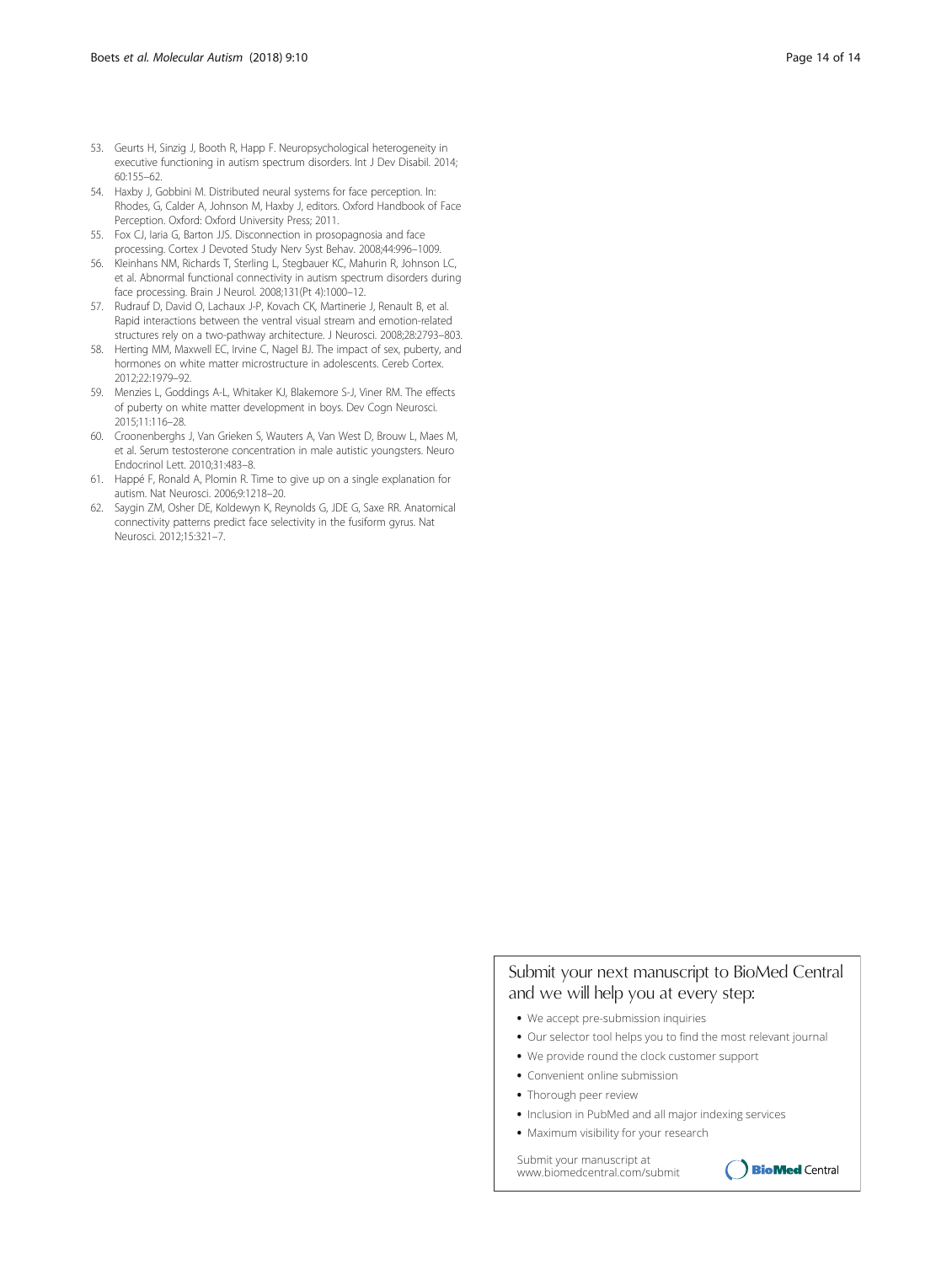53. Geurts H, Sinzig J, Booth R, Happ F. Neuropsychological heterogeneity in executive functioning in autism spectrum disorders. Int J Dev Disabil. 2014; 60:155–62.
54. Haxby J, Gobbini M. Distributed neural systems for face perception. In: Rhodes, G, Calder A, Johnson M, Haxby J, editors. Oxford Handbook of Face Perception. Oxford: Oxford University Press; 2011.
55. Fox CJ, Iaria G, Barton JJS. Disconnection in prosopagnosia and face processing. Cortex J Devoted Study Nerv Syst Behav. 2008;44:996–1009.
56. Kleinhans NM, Richards T, Sterling L, Stegbauer KC, Mahurin R, Johnson LC, et al. Abnormal functional connectivity in autism spectrum disorders during face processing. Brain J Neurol. 2008;131(Pt 4):1000–12.
57. Rudrauf D, David O, Lachaux J-P, Kovach CK, Martinerie J, Renault B, et al. Rapid interactions between the ventral visual stream and emotion-related structures rely on a two-pathway architecture. J Neurosci. 2008;28:2793–803.
58. Herting MM, Maxwell EC, Irvine C, Nagel BJ. The impact of sex, puberty, and hormones on white matter microstructure in adolescents. Cereb Cortex. 2012;22:1979–92.
59. Menzies L, Goddings A-L, Whitaker KJ, Blakemore S-J, Viner RM. The effects of puberty on white matter development in boys. Dev Cogn Neurosci. 2015;11:116–28.
60. Croonenberghs J, Van Grieken S, Wauters A, Van West D, Brouw L, Maes M, et al. Serum testosterone concentration in male autistic youngsters. Neuro Endocrinol Lett. 2010;31:483–8.
61. Happé F, Ronald A, Plomin R. Time to give up on a single explanation for autism. Nat Neurosci. 2006;9:1218–20.
62. Saygin ZM, Osher DE, Koldewyn K, Reynolds G, JDE G, Saxe RR. Anatomical connectivity patterns predict face selectivity in the fusiform gyrus. Nat Neurosci. 2012;15:321–7.